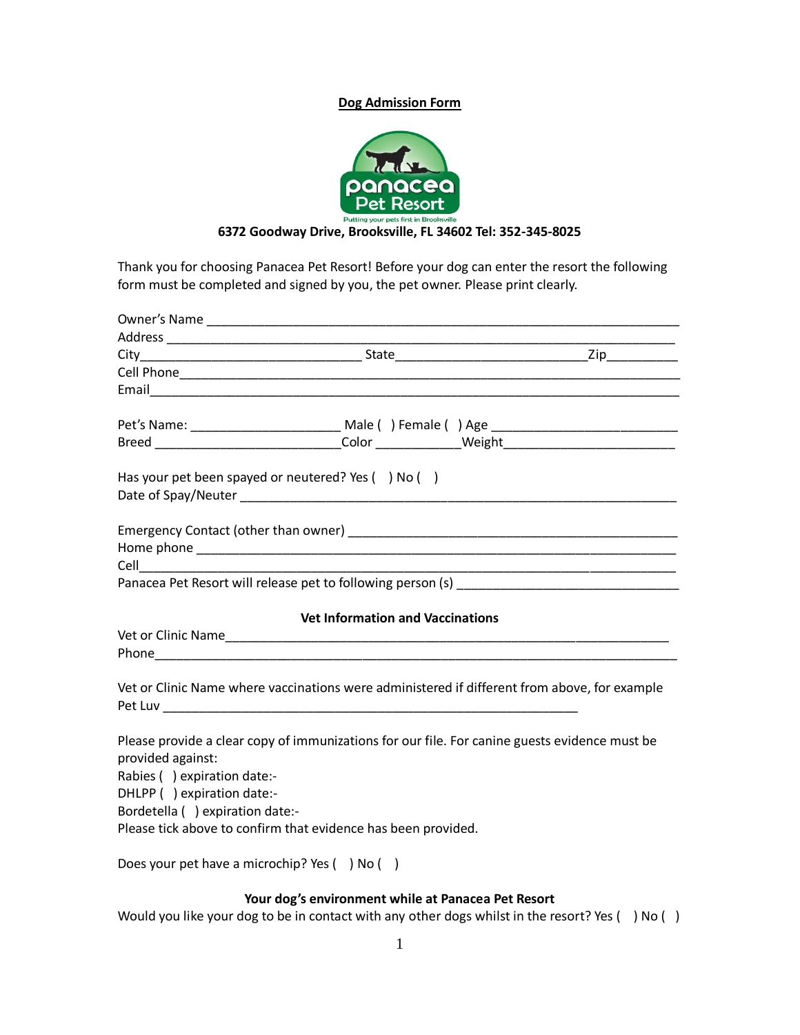# Dog Admission Form

panacea Pet Resort

Putting your pets first in Brooksville

**6372 Goodway Drive, Brooksville, FL 34602 Tel: 352-345-8025**

Thank you for choosing Panacea Pet Resort! Before your dog can enter the resort the following form must be completed and signed by you, the pet owner. Please print clearly.

Owner's Name ___________________________________________________________________
Address ________________________________________________________________________
City_______________________________ State_________________________Zip__________
Cell Phone______________________________________________________________________
Email___________________________________________________________________________

Pet's Name: _____________________ Male ( ) Female ( ) Age __________________________
Breed _________________________Color ___________Weight_______________________

Has your pet been spayed or neutered? Yes ( ) No ( )
Date of Spay/Neuter _____________________________________________________________

Emergency Contact (other than owner) ______________________________________________
Home phone ____________________________________________________________________
Cell____________________________________________________________________________
Panacea Pet Resort will release pet to following person (s) ______________________________

**Vet Information and Vaccinations**

Vet or Clinic Name_______________________________________________________________
Phone__________________________________________________________________________

Vet or Clinic Name where vaccinations were administered if different from above, for example Pet Luv ________________________________________________________

Please provide a clear copy of immunizations for our file. For canine guests evidence must be provided against:
Rabies ( ) expiration date:-
DHLPP ( ) expiration date:-
Bordetella ( ) expiration date:-
Please tick above to confirm that evidence has been provided.

Does your pet have a microchip? Yes ( ) No ( )

**Your dog's environment while at Panacea Pet Resort**

Would you like your dog to be in contact with any other dogs whilst in the resort? Yes ( ) No ( )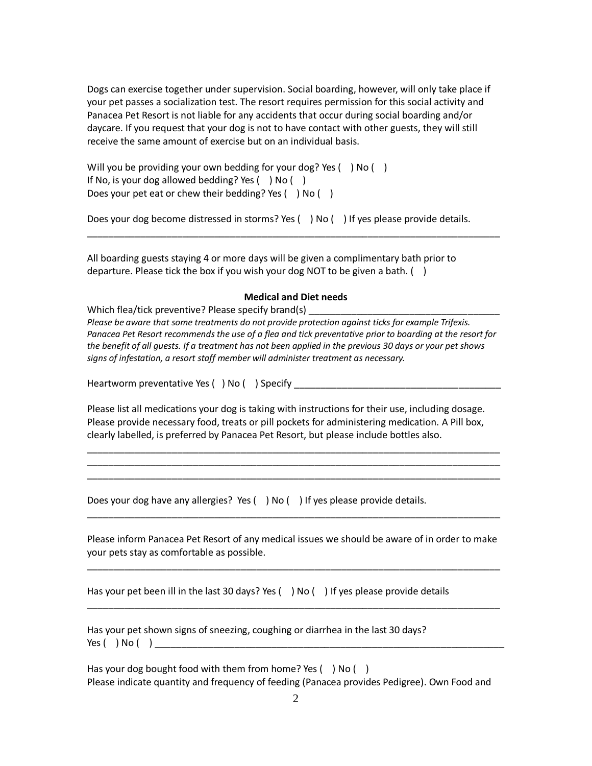Dogs can exercise together under supervision. Social boarding, however, will only take place if your pet passes a socialization test. The resort requires permission for this social activity and Panacea Pet Resort is not liable for any accidents that occur during social boarding and/or daycare. If you request that your dog is not to have contact with other guests, they will still receive the same amount of exercise but on an individual basis.

Will you be providing your own bedding for your dog? Yes (   ) No (   )
If No, is your dog allowed bedding? Yes (   ) No (   )
Does your pet eat or chew their bedding? Yes (   ) No (   )

Does your dog become distressed in storms? Yes (   ) No (   ) If yes please provide details.

_____________________________________________________________________________

All boarding guests staying 4 or more days will be given a complimentary bath prior to departure. Please tick the box if you wish your dog NOT to be given a bath. (   )

**Medical and Diet needs**

Which flea/tick preventive? Please specify brand(s) ___________________________________

*Please be aware that some treatments do not provide protection against ticks for example Trifexis. Panacea Pet Resort recommends the use of a flea and tick preventative prior to boarding at the resort for the benefit of all guests. If a treatment has not been applied in the previous 30 days or your pet shows signs of infestation, a resort staff member will administer treatment as necessary.*

Heartworm preventative Yes (   ) No (   ) Specify _______________________________________

Please list all medications your dog is taking with instructions for their use, including dosage. Please provide necessary food, treats or pill pockets for administering medication. A Pill box, clearly labelled, is preferred by Panacea Pet Resort, but please include bottles also.

_____________________________________________________________________________
_____________________________________________________________________________
_____________________________________________________________________________

Does your dog have any allergies? Yes (   ) No (   ) If yes please provide details.

_____________________________________________________________________________

Please inform Panacea Pet Resort of any medical issues we should be aware of in order to make your pets stay as comfortable as possible.

_____________________________________________________________________________

Has your pet been ill in the last 30 days? Yes (   ) No (   ) If yes please provide details

_____________________________________________________________________________

Has your pet shown signs of sneezing, coughing or diarrhea in the last 30 days?
Yes (   ) No (   ) _______________________________________________________________

Has your dog bought food with them from home? Yes (   ) No (   )
Please indicate quantity and frequency of feeding (Panacea provides Pedigree). Own Food and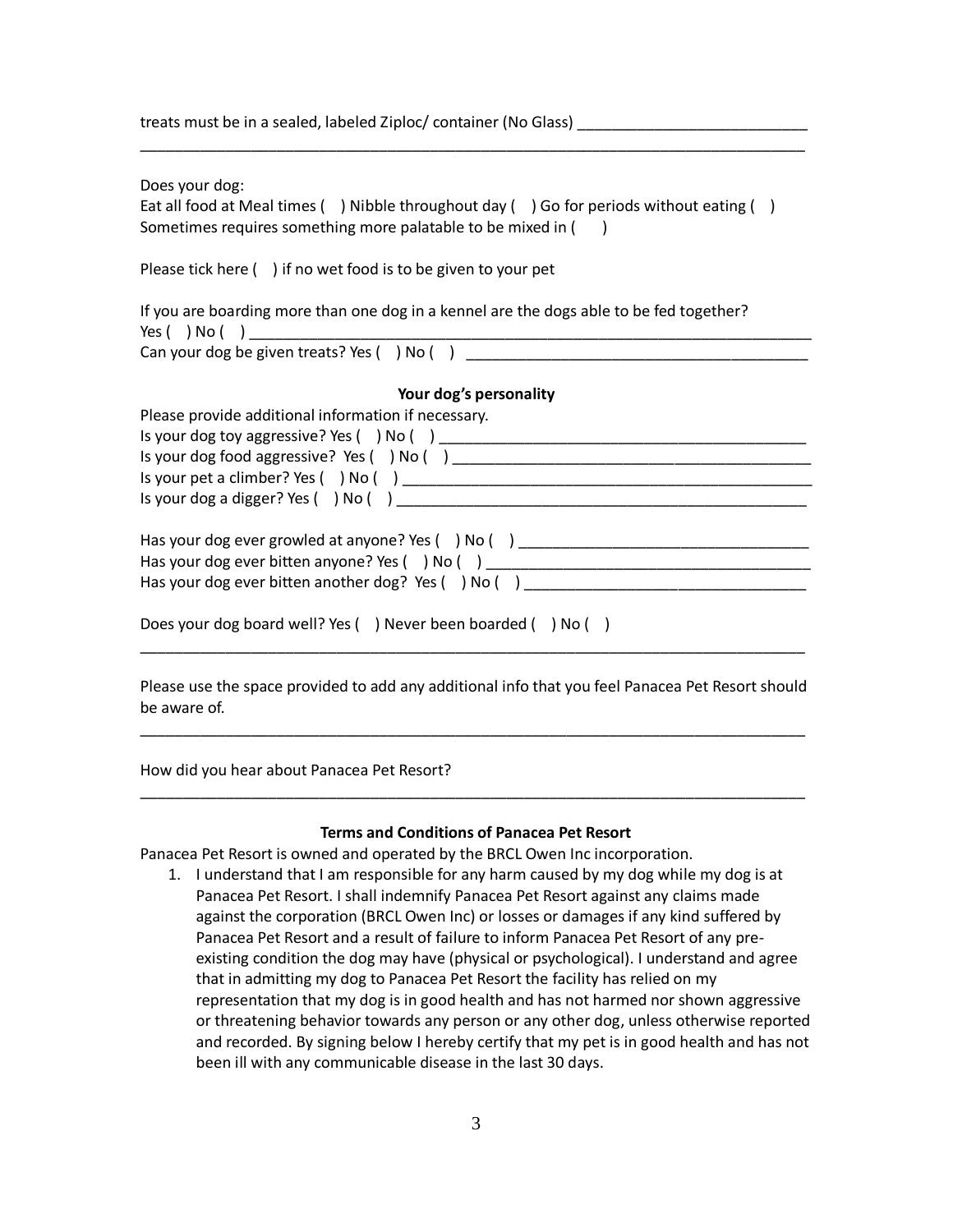treats must be in a sealed, labeled Ziploc/ container (No Glass) ___________________________

_________________________________________________________________________________

Does your dog:
Eat all food at Meal times ( ) Nibble throughout day ( ) Go for periods without eating ( )
Sometimes requires something more palatable to be mixed in ( )

Please tick here ( ) if no wet food is to be given to your pet

If you are boarding more than one dog in a kennel are the dogs able to be fed together?
Yes ( ) No ( ) _______________________________________________________________________
Can your dog be given treats? Yes ( ) No ( ) __________________________________________

**Your dog's personality**

Please provide additional information if necessary.
Is your dog toy aggressive? Yes ( ) No ( ) _____________________________________________
Is your dog food aggressive? Yes ( ) No ( ) _____________________________________________
Is your pet a climber? Yes ( ) No ( ) __________________________________________________
Is your dog a digger? Yes ( ) No ( ) ___________________________________________________

Has your dog ever growled at anyone? Yes ( ) No ( ) ___________________________________
Has your dog ever bitten anyone? Yes ( ) No ( ) _______________________________________
Has your dog ever bitten another dog? Yes ( ) No ( ) __________________________________

Does your dog board well? Yes ( ) Never been boarded ( ) No ( )
_________________________________________________________________________________

Please use the space provided to add any additional info that you feel Panacea Pet Resort should be aware of.

_________________________________________________________________________________

How did you hear about Panacea Pet Resort?

_________________________________________________________________________________

**Terms and Conditions of Panacea Pet Resort**

Panacea Pet Resort is owned and operated by the BRCL Owen Inc incorporation.

1. I understand that I am responsible for any harm caused by my dog while my dog is at Panacea Pet Resort. I shall indemnify Panacea Pet Resort against any claims made against the corporation (BRCL Owen Inc) or losses or damages if any kind suffered by Panacea Pet Resort and a result of failure to inform Panacea Pet Resort of any pre-existing condition the dog may have (physical or psychological). I understand and agree that in admitting my dog to Panacea Pet Resort the facility has relied on my representation that my dog is in good health and has not harmed nor shown aggressive or threatening behavior towards any person or any other dog, unless otherwise reported and recorded. By signing below I hereby certify that my pet is in good health and has not been ill with any communicable disease in the last 30 days.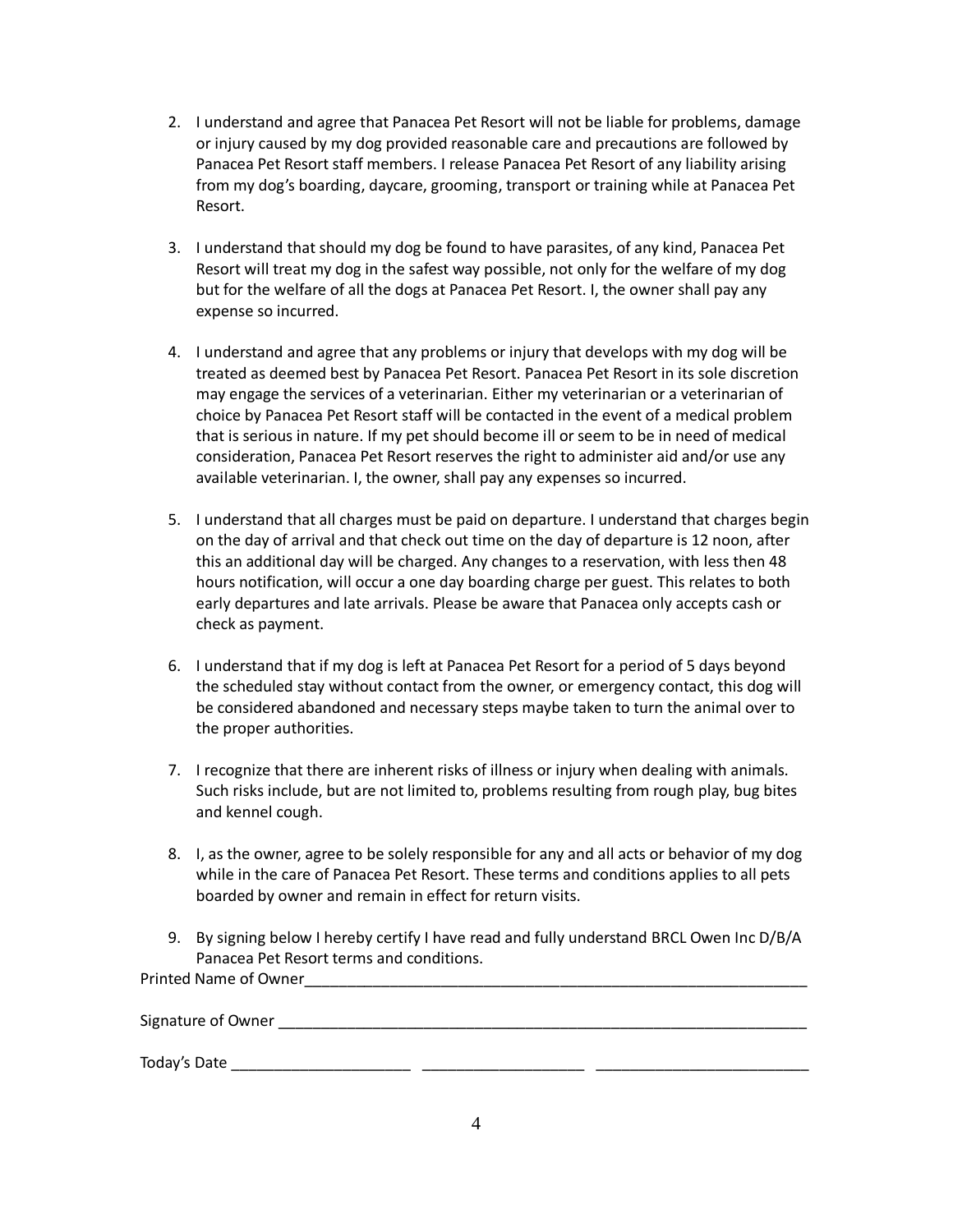2. I understand and agree that Panacea Pet Resort will not be liable for problems, damage or injury caused by my dog provided reasonable care and precautions are followed by Panacea Pet Resort staff members. I release Panacea Pet Resort of any liability arising from my dog's boarding, daycare, grooming, transport or training while at Panacea Pet Resort.

3. I understand that should my dog be found to have parasites, of any kind, Panacea Pet Resort will treat my dog in the safest way possible, not only for the welfare of my dog but for the welfare of all the dogs at Panacea Pet Resort. I, the owner shall pay any expense so incurred.

4. I understand and agree that any problems or injury that develops with my dog will be treated as deemed best by Panacea Pet Resort. Panacea Pet Resort in its sole discretion may engage the services of a veterinarian. Either my veterinarian or a veterinarian of choice by Panacea Pet Resort staff will be contacted in the event of a medical problem that is serious in nature. If my pet should become ill or seem to be in need of medical consideration, Panacea Pet Resort reserves the right to administer aid and/or use any available veterinarian. I, the owner, shall pay any expenses so incurred.

5. I understand that all charges must be paid on departure. I understand that charges begin on the day of arrival and that check out time on the day of departure is 12 noon, after this an additional day will be charged. Any changes to a reservation, with less then 48 hours notification, will occur a one day boarding charge per guest. This relates to both early departures and late arrivals. Please be aware that Panacea only accepts cash or check as payment.

6. I understand that if my dog is left at Panacea Pet Resort for a period of 5 days beyond the scheduled stay without contact from the owner, or emergency contact, this dog will be considered abandoned and necessary steps maybe taken to turn the animal over to the proper authorities.

7. I recognize that there are inherent risks of illness or injury when dealing with animals. Such risks include, but are not limited to, problems resulting from rough play, bug bites and kennel cough.

8. I, as the owner, agree to be solely responsible for any and all acts or behavior of my dog while in the care of Panacea Pet Resort. These terms and conditions applies to all pets boarded by owner and remain in effect for return visits.

9. By signing below I hereby certify I have read and fully understand BRCL Owen Inc D/B/A Panacea Pet Resort terms and conditions.

Printed Name of Owner_______________________________________________________________

Signature of Owner _________________________________________________________________

Today's Date ____________________ __________________ ________________________